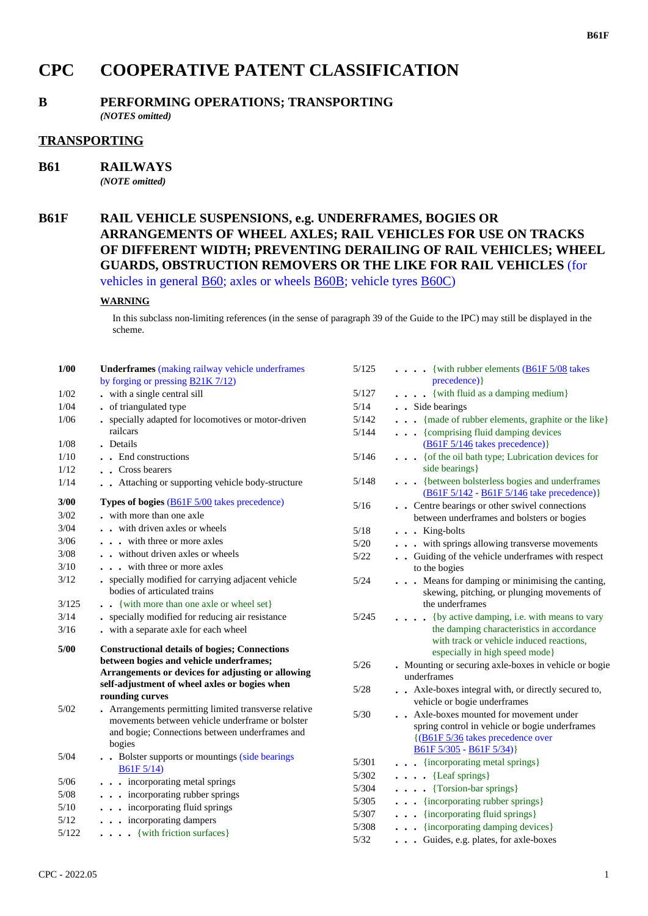# CPC COOPERATIVE PATENT CLASSIFICATION

## B PERFORMING OPERATIONS; TRANSPORTING

*(NOTES omitted)*

## TRANSPORTING

## B61 RAILWAYS

*(NOTE omitted)*

## B61F RAIL VEHICLE SUSPENSIONS, e.g. UNDERFRAMES, BOGIES OR ARRANGEMENTS OF WHEEL AXLES; RAIL VEHICLES FOR USE ON TRACKS OF DIFFERENT WIDTH; PREVENTING DERAILING OF RAIL VEHICLES; WHEEL GUARDS, OBSTRUCTION REMOVERS OR THE LIKE FOR RAIL VEHICLES (for vehicles in general B60; axles or wheels B60B; vehicle tyres B60C)

**WARNING**

In this subclass non-limiting references (in the sense of paragraph 39 of the Guide to the IPC) may still be displayed in the scheme.

| | |
|---|---|
| **1/00** | **Underframes** (making railway vehicle underframes by forging or pressing B21K 7/12) |
| 1/02 | . with a single central sill |
| 1/04 | . of triangulated type |
| 1/06 | . specially adapted for locomotives or motor-driven railcars |
| 1/08 | . Details |
| 1/10 | . . End constructions |
| 1/12 | . . Cross bearers |
| 1/14 | . . Attaching or supporting vehicle body-structure |
| **3/00** | **Types of bogies** (B61F 5/00 takes precedence) |
| 3/02 | . with more than one axle |
| 3/04 | . . with driven axles or wheels |
| 3/06 | . . . with three or more axles |
| 3/08 | . . without driven axles or wheels |
| 3/10 | . . . with three or more axles |
| 3/12 | . specially modified for carrying adjacent vehicle bodies of articulated trains |
| 3/125 | . . {with more than one axle or wheel set} |
| 3/14 | . specially modified for reducing air resistance |
| 3/16 | . with a separate axle for each wheel |
| **5/00** | **Constructional details of bogies; Connections between bogies and vehicle underframes; Arrangements or devices for adjusting or allowing self-adjustment of wheel axles or bogies when rounding curves** |
| 5/02 | . Arrangements permitting limited transverse relative movements between vehicle underframe or bolster and bogie; Connections between underframes and bogies |
| 5/04 | . . Bolster supports or mountings (side bearings B61F 5/14) |
| 5/06 | . . . incorporating metal springs |
| 5/08 | . . . incorporating rubber springs |
| 5/10 | . . . incorporating fluid springs |
| 5/12 | . . . incorporating dampers |
| 5/122 | . . . . {with friction surfaces} |
| 5/125 | . . . . {with rubber elements (B61F 5/08 takes precedence)} |
| 5/127 | . . . . {with fluid as a damping medium} |
| 5/14 | . . Side bearings |
| 5/142 | . . . {made of rubber elements, graphite or the like} |
| 5/144 | . . . {comprising fluid damping devices (B61F 5/146 takes precedence)} |
| 5/146 | . . . {of the oil bath type; Lubrication devices for side bearings} |
| 5/148 | . . . {between bolsterless bogies and underframes (B61F 5/142 - B61F 5/146 take precedence)} |
| 5/16 | . . Centre bearings or other swivel connections between underframes and bolsters or bogies |
| 5/18 | . . . King-bolts |
| 5/20 | . . . with springs allowing transverse movements |
| 5/22 | . . Guiding of the vehicle underframes with respect to the bogies |
| 5/24 | . . . Means for damping or minimising the canting, skewing, pitching, or plunging movements of the underframes |
| 5/245 | . . . . {by active damping, i.e. with means to vary the damping characteristics in accordance with track or vehicle induced reactions, especially in high speed mode} |
| 5/26 | . Mounting or securing axle-boxes in vehicle or bogie underframes |
| 5/28 | . . Axle-boxes integral with, or directly secured to, vehicle or bogie underframes |
| 5/30 | . . Axle-boxes mounted for movement under spring control in vehicle or bogie underframes {(B61F 5/36 takes precedence over B61F 5/305 - B61F 5/34)} |
| 5/301 | . . . {incorporating metal springs} |
| 5/302 | . . . . {Leaf springs} |
| 5/304 | . . . . {Torsion-bar springs} |
| 5/305 | . . . {incorporating rubber springs} |
| 5/307 | . . . {incorporating fluid springs} |
| 5/308 | . . . {incorporating damping devices} |
| 5/32 | . . . Guides, e.g. plates, for axle-boxes |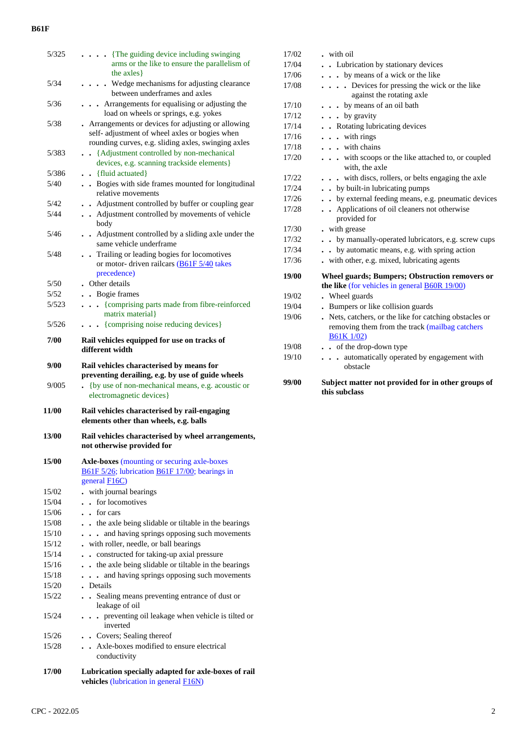| | |
|---|---|
| 5/325 | . . . . {The guiding device including swinging arms or the like to ensure the parallelism of the axles} |
| 5/34 | . . . . Wedge mechanisms for adjusting clearance between underframes and axles |
| 5/36 | . . . Arrangements for equalising or adjusting the load on wheels or springs, e.g. yokes |
| 5/38 | . Arrangements or devices for adjusting or allowing self- adjustment of wheel axles or bogies when rounding curves, e.g. sliding axles, swinging axles |
| 5/383 | . . {Adjustment controlled by non-mechanical devices, e.g. scanning trackside elements} |
| 5/386 | . . {fluid actuated} |
| 5/40 | . . Bogies with side frames mounted for longitudinal relative movements |
| 5/42 | . . Adjustment controlled by buffer or coupling gear |
| 5/44 | . . Adjustment controlled by movements of vehicle body |
| 5/46 | . . Adjustment controlled by a sliding axle under the same vehicle underframe |
| 5/48 | . . Trailing or leading bogies for locomotives or motor- driven railcars (B61F 5/40 takes precedence) |
| 5/50 | . Other details |
| 5/52 | . . Bogie frames |
| 5/523 | . . . {comprising parts made from fibre-reinforced matrix material} |
| 5/526 | . . . {comprising noise reducing devices} |
| **7/00** | **Rail vehicles equipped for use on tracks of different width** |
| **9/00** | **Rail vehicles characterised by means for preventing derailing, e.g. by use of guide wheels** |
| 9/005 | . {by use of non-mechanical means, e.g. acoustic or electromagnetic devices} |
| **11/00** | **Rail vehicles characterised by rail-engaging elements other than wheels, e.g. balls** |
| **13/00** | **Rail vehicles characterised by wheel arrangements, not otherwise provided for** |
| **15/00** | **Axle-boxes** (mounting or securing axle-boxes B61F 5/26; lubrication B61F 17/00; bearings in general F16C) |
| 15/02 | . with journal bearings |
| 15/04 | . . for locomotives |
| 15/06 | . . for cars |
| 15/08 | . . the axle being slidable or tiltable in the bearings |
| 15/10 | . . . and having springs opposing such movements |
| 15/12 | . with roller, needle, or ball bearings |
| 15/14 | . . constructed for taking-up axial pressure |
| 15/16 | . . the axle being slidable or tiltable in the bearings |
| 15/18 | . . . and having springs opposing such movements |
| 15/20 | . Details |
| 15/22 | . . Sealing means preventing entrance of dust or leakage of oil |
| 15/24 | . . . preventing oil leakage when vehicle is tilted or inverted |
| 15/26 | . . Covers; Sealing thereof |
| 15/28 | . . Axle-boxes modified to ensure electrical conductivity |
| **17/00** | **Lubrication specially adapted for axle-boxes of rail vehicles** (lubrication in general F16N) |
| 17/02 | . with oil |
| 17/04 | . . Lubrication by stationary devices |
| 17/06 | . . . by means of a wick or the like |
| 17/08 | . . . . Devices for pressing the wick or the like against the rotating axle |
| 17/10 | . . . by means of an oil bath |
| 17/12 | . . . by gravity |
| 17/14 | . . Rotating lubricating devices |
| 17/16 | . . . with rings |
| 17/18 | . . . with chains |
| 17/20 | . . . with scoops or the like attached to, or coupled with, the axle |
| 17/22 | . . . with discs, rollers, or belts engaging the axle |
| 17/24 | . . by built-in lubricating pumps |
| 17/26 | . . by external feeding means, e.g. pneumatic devices |
| 17/28 | . . Applications of oil cleaners not otherwise provided for |
| 17/30 | . with grease |
| 17/32 | . . by manually-operated lubricators, e.g. screw cups |
| 17/34 | . . by automatic means, e.g. with spring action |
| 17/36 | . with other, e.g. mixed, lubricating agents |
| **19/00** | **Wheel guards; Bumpers; Obstruction removers or the like** (for vehicles in general B60R 19/00) |
| 19/02 | . Wheel guards |
| 19/04 | . Bumpers or like collision guards |
| 19/06 | . Nets, catchers, or the like for catching obstacles or removing them from the track (mailbag catchers B61K 1/02) |
| 19/08 | . . of the drop-down type |
| 19/10 | . . . automatically operated by engagement with obstacle |
| **99/00** | **Subject matter not provided for in other groups of this subclass** |